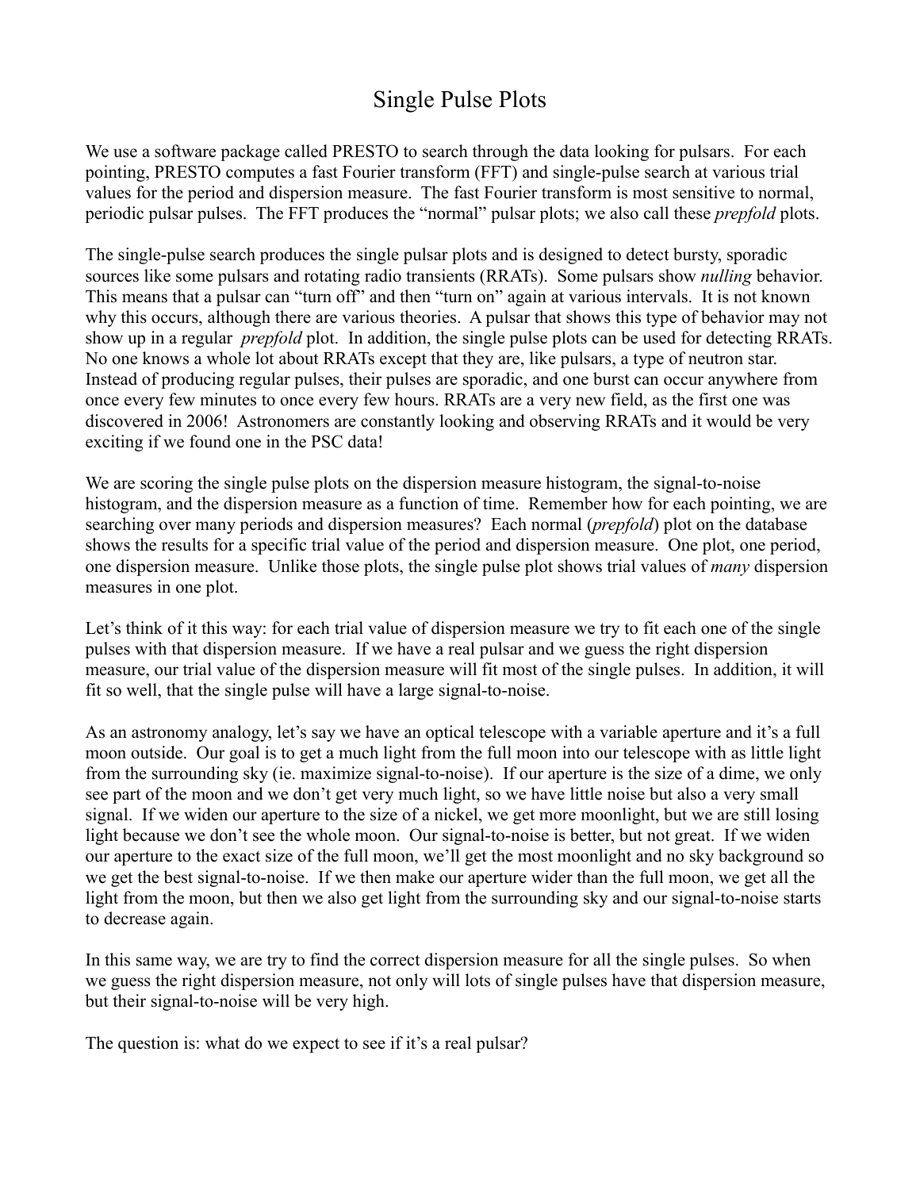# Single Pulse Plots

We use a software package called PRESTO to search through the data looking for pulsars. For each pointing, PRESTO computes a fast Fourier transform (FFT) and single-pulse search at various trial values for the period and dispersion measure. The fast Fourier transform is most sensitive to normal, periodic pulsar pulses. The FFT produces the "normal" pulsar plots; we also call these *prepfold* plots.

The single-pulse search produces the single pulsar plots and is designed to detect bursty, sporadic sources like some pulsars and rotating radio transients (RRATs). Some pulsars show *nulling* behavior. This means that a pulsar can "turn off" and then "turn on" again at various intervals. It is not known why this occurs, although there are various theories. A pulsar that shows this type of behavior may not show up in a regular *prepfold* plot. In addition, the single pulse plots can be used for detecting RRATs. No one knows a whole lot about RRATs except that they are, like pulsars, a type of neutron star. Instead of producing regular pulses, their pulses are sporadic, and one burst can occur anywhere from once every few minutes to once every few hours. RRATs are a very new field, as the first one was discovered in 2006! Astronomers are constantly looking and observing RRATs and it would be very exciting if we found one in the PSC data!

We are scoring the single pulse plots on the dispersion measure histogram, the signal-to-noise histogram, and the dispersion measure as a function of time. Remember how for each pointing, we are searching over many periods and dispersion measures? Each normal (*prepfold*) plot on the database shows the results for a specific trial value of the period and dispersion measure. One plot, one period, one dispersion measure. Unlike those plots, the single pulse plot shows trial values of *many* dispersion measures in one plot.

Let's think of it this way: for each trial value of dispersion measure we try to fit each one of the single pulses with that dispersion measure. If we have a real pulsar and we guess the right dispersion measure, our trial value of the dispersion measure will fit most of the single pulses. In addition, it will fit so well, that the single pulse will have a large signal-to-noise.

As an astronomy analogy, let's say we have an optical telescope with a variable aperture and it's a full moon outside. Our goal is to get a much light from the full moon into our telescope with as little light from the surrounding sky (ie. maximize signal-to-noise). If our aperture is the size of a dime, we only see part of the moon and we don't get very much light, so we have little noise but also a very small signal. If we widen our aperture to the size of a nickel, we get more moonlight, but we are still losing light because we don't see the whole moon. Our signal-to-noise is better, but not great. If we widen our aperture to the exact size of the full moon, we'll get the most moonlight and no sky background so we get the best signal-to-noise. If we then make our aperture wider than the full moon, we get all the light from the moon, but then we also get light from the surrounding sky and our signal-to-noise starts to decrease again.

In this same way, we are try to find the correct dispersion measure for all the single pulses. So when we guess the right dispersion measure, not only will lots of single pulses have that dispersion measure, but their signal-to-noise will be very high.

The question is: what do we expect to see if it's a real pulsar?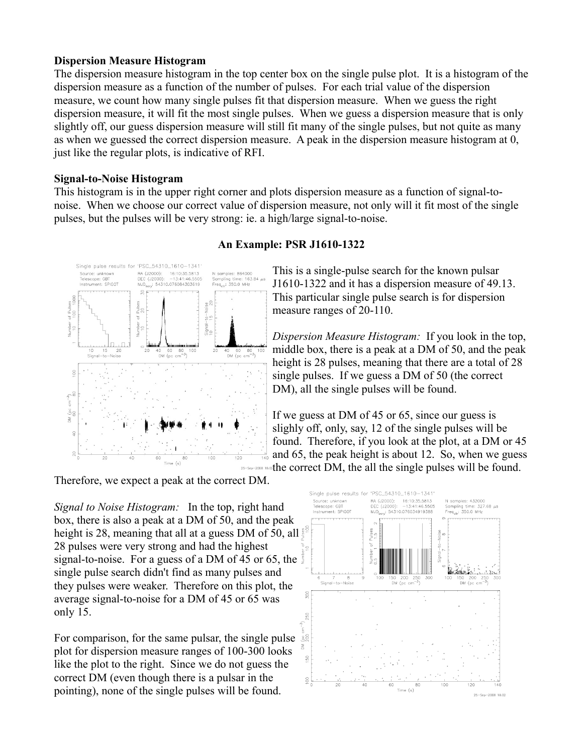**Dispersion Measure Histogram**

The dispersion measure histogram in the top center box on the single pulse plot. It is a histogram of the dispersion measure as a function of the number of pulses. For each trial value of the dispersion measure, we count how many single pulses fit that dispersion measure. When we guess the right dispersion measure, it will fit the most single pulses. When we guess a dispersion measure that is only slightly off, our guess dispersion measure will still fit many of the single pulses, but not quite as many as when we guessed the correct dispersion measure. A peak in the dispersion measure histogram at 0, just like the regular plots, is indicative of RFI.

**Signal-to-Noise Histogram**

This histogram is in the upper right corner and plots dispersion measure as a function of signal-to-noise. When we choose our correct value of dispersion measure, not only will it fit most of the single pulses, but the pulses will be very strong: ie. a high/large signal-to-noise.

**An Example: PSR J1610-1322**

This is a single-pulse search for the known pulsar J1610-1322 and it has a dispersion measure of 49.13. This particular single pulse search is for dispersion measure ranges of 20-110.

*Dispersion Measure Histogram:* If you look in the top, middle box, there is a peak at a DM of 50, and the peak height is 28 pulses, meaning that there are a total of 28 single pulses. If we guess a DM of 50 (the correct DM), all the single pulses will be found.

If we guess at DM of 45 or 65, since our guess is slighly off, only, say, 12 of the single pulses will be found. Therefore, if you look at the plot, at a DM or 45 and 65, the peak height is about 12. So, when we guess the correct DM, the all the single pulses will be found. Therefore, we expect a peak at the correct DM.

*Signal to Noise Histogram:* In the top, right hand box, there is also a peak at a DM of 50, and the peak height is 28, meaning that all at a guess DM of 50, all 28 pulses were very strong and had the highest signal-to-noise. For a guess of a DM of 45 or 65, the single pulse search didn't find as many pulses and they pulses were weaker. Therefore on this plot, the average signal-to-noise for a DM of 45 or 65 was only 15.

For comparison, for the same pulsar, the single pulse plot for dispersion measure ranges of 100-300 looks like the plot to the right. Since we do not guess the correct DM (even though there is a pulsar in the pointing), none of the single pulses will be found.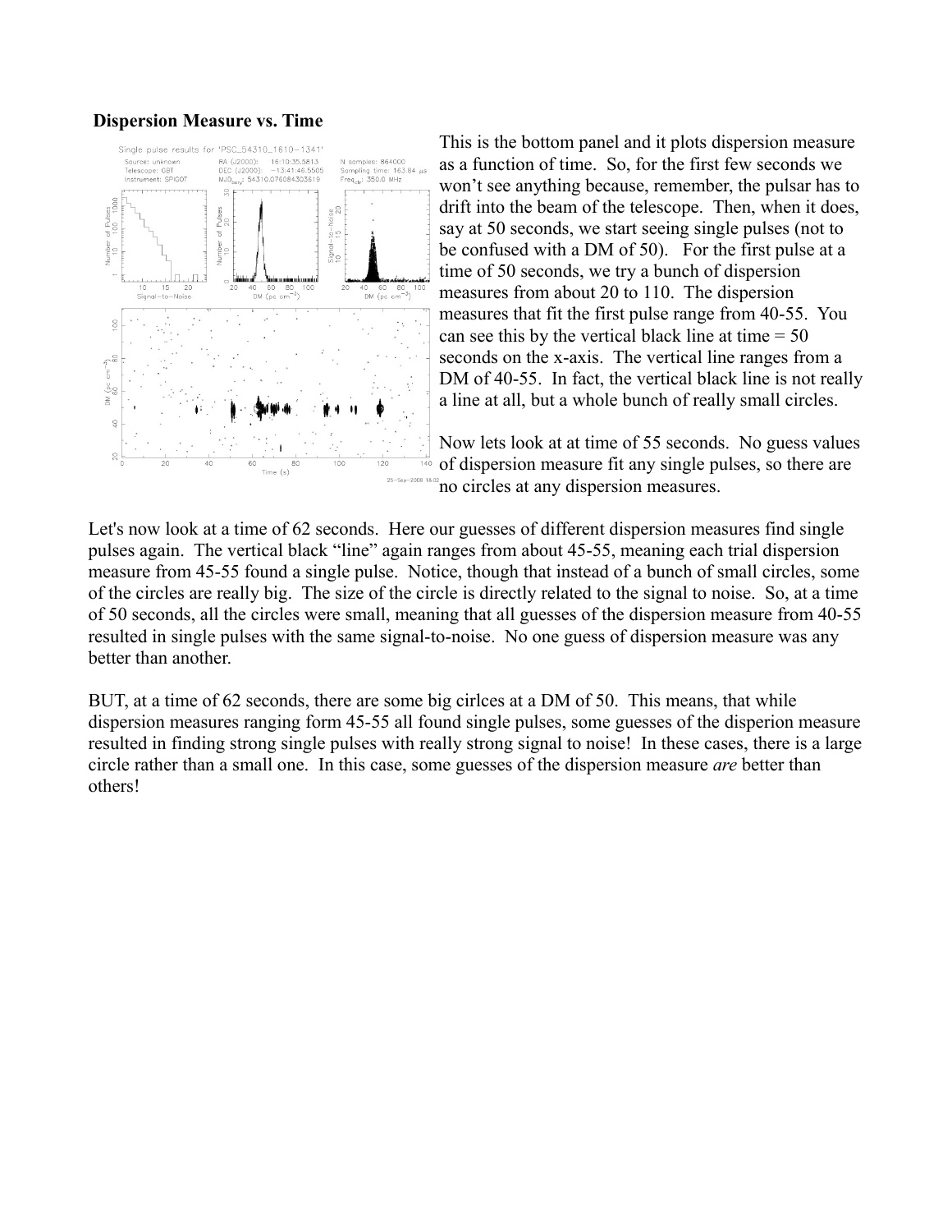**Dispersion Measure vs. Time**

Single pulse results for 'PSC_54310_1610−1341'

Source: unknown
Telescope: GBT
Instrument: SPIGOT

RA (J2000): 16:10:35.5813
DEC (J2000): −13:41:46.5505
$MJD_{bary}$: 54310.076084303619

N samples: 864000
Sampling time: 163.84 μs
$Freq_{ctr}$: 350.0 MHz

Number of Pulses
Signal-to-Noise
Number of Pulses
DM (pc $cm^{-3}$)
Signal-to-Noise
DM (pc $cm^{-3}$)
DM (pc $cm^{-3}$)
Time (s)
25-Sep-2008 18:02

This is the bottom panel and it plots dispersion measure as a function of time. So, for the first few seconds we won't see anything because, remember, the pulsar has to drift into the beam of the telescope. Then, when it does, say at 50 seconds, we start seeing single pulses (not to be confused with a DM of 50). For the first pulse at a time of 50 seconds, we try a bunch of dispersion measures from about 20 to 110. The dispersion measures that fit the first pulse range from 40-55. You can see this by the vertical black line at time = 50 seconds on the x-axis. The vertical line ranges from a DM of 40-55. In fact, the vertical black line is not really a line at all, but a whole bunch of really small circles.

Now lets look at at time of 55 seconds. No guess values of dispersion measure fit any single pulses, so there are no circles at any dispersion measures.

Let's now look at a time of 62 seconds. Here our guesses of different dispersion measures find single pulses again. The vertical black "line" again ranges from about 45-55, meaning each trial dispersion measure from 45-55 found a single pulse. Notice, though that instead of a bunch of small circles, some of the circles are really big. The size of the circle is directly related to the signal to noise. So, at a time of 50 seconds, all the circles were small, meaning that all guesses of the dispersion measure from 40-55 resulted in single pulses with the same signal-to-noise. No one guess of dispersion measure was any better than another.

BUT, at a time of 62 seconds, there are some big cirlces at a DM of 50. This means, that while dispersion measures ranging form 45-55 all found single pulses, some guesses of the disperion measure resulted in finding strong single pulses with really strong signal to noise! In these cases, there is a large circle rather than a small one. In this case, some guesses of the dispersion measure *are* better than others!